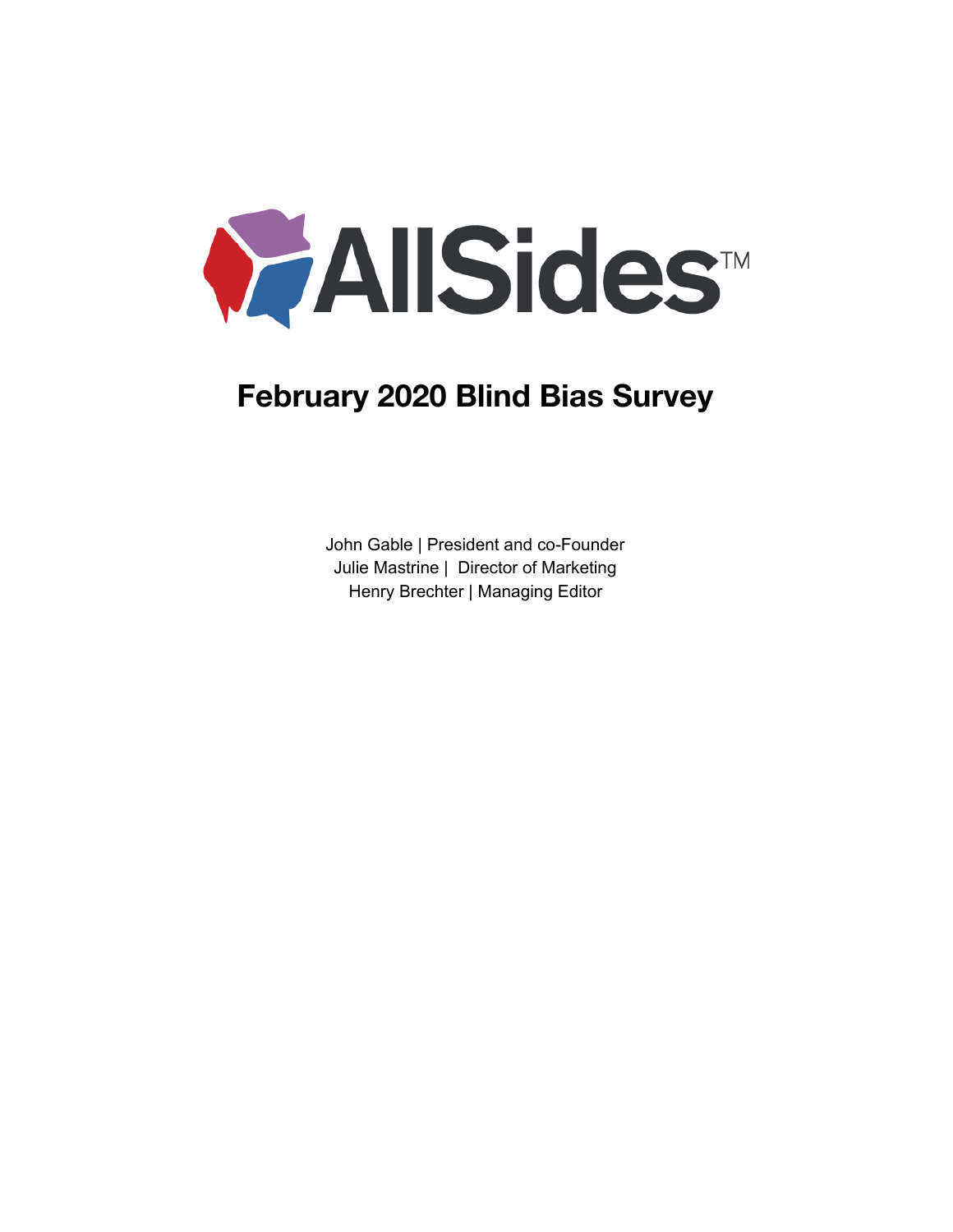AllSides™

# February 2020 Blind Bias Survey

John Gable | President and co-Founder
Julie Mastrine | Director of Marketing
Henry Brechter | Managing Editor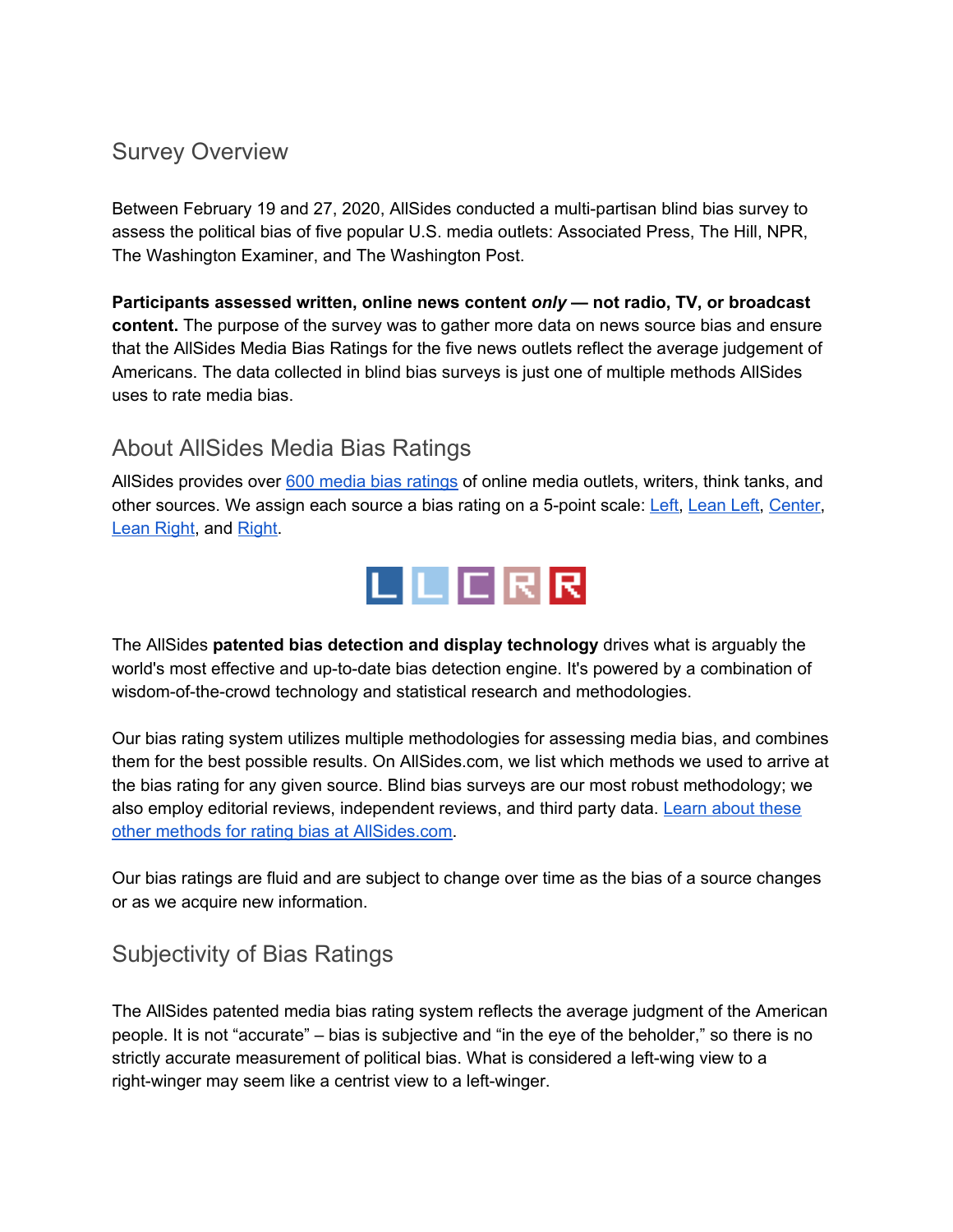## Survey Overview

Between February 19 and 27, 2020, AllSides conducted a multi-partisan blind bias survey to assess the political bias of five popular U.S. media outlets: Associated Press, The Hill, NPR, The Washington Examiner, and The Washington Post.

**Participants assessed written, online news content *only* — not radio, TV, or broadcast content.** The purpose of the survey was to gather more data on news source bias and ensure that the AllSides Media Bias Ratings for the five news outlets reflect the average judgement of Americans. The data collected in blind bias surveys is just one of multiple methods AllSides uses to rate media bias.

## About AllSides Media Bias Ratings

AllSides provides over 600 media bias ratings of online media outlets, writers, think tanks, and other sources. We assign each source a bias rating on a 5-point scale: Left, Lean Left, Center, Lean Right, and Right.

The AllSides **patented bias detection and display technology** drives what is arguably the world's most effective and up-to-date bias detection engine. It's powered by a combination of wisdom-of-the-crowd technology and statistical research and methodologies.

Our bias rating system utilizes multiple methodologies for assessing media bias, and combines them for the best possible results. On AllSides.com, we list which methods we used to arrive at the bias rating for any given source. Blind bias surveys are our most robust methodology; we also employ editorial reviews, independent reviews, and third party data. Learn about these other methods for rating bias at AllSides.com.

Our bias ratings are fluid and are subject to change over time as the bias of a source changes or as we acquire new information.

## Subjectivity of Bias Ratings

The AllSides patented media bias rating system reflects the average judgment of the American people. It is not "accurate" – bias is subjective and "in the eye of the beholder," so there is no strictly accurate measurement of political bias. What is considered a left-wing view to a right-winger may seem like a centrist view to a left-winger.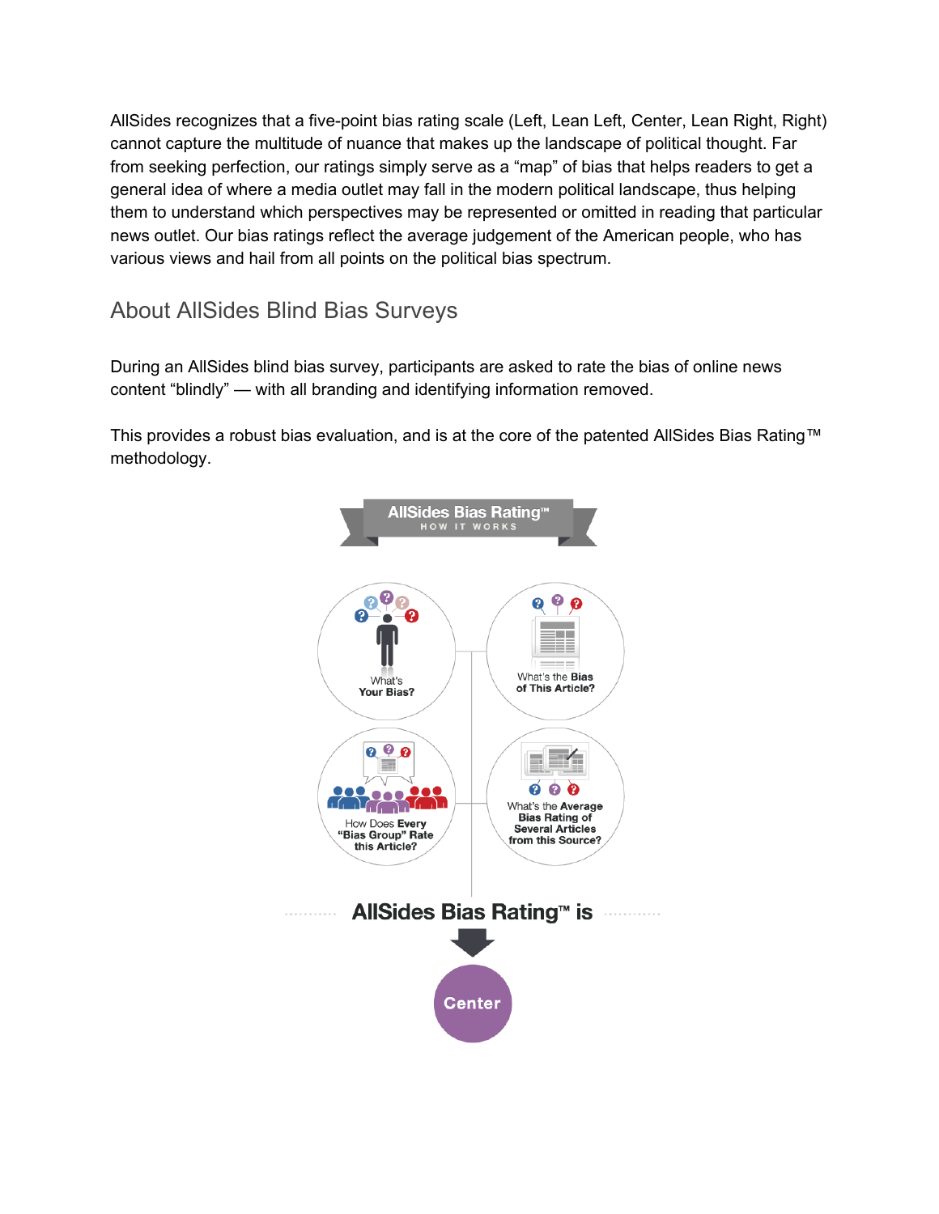AllSides recognizes that a five-point bias rating scale (Left, Lean Left, Center, Lean Right, Right) cannot capture the multitude of nuance that makes up the landscape of political thought. Far from seeking perfection, our ratings simply serve as a "map" of bias that helps readers to get a general idea of where a media outlet may fall in the modern political landscape, thus helping them to understand which perspectives may be represented or omitted in reading that particular news outlet. Our bias ratings reflect the average judgement of the American people, who has various views and hail from all points on the political bias spectrum.

## About AllSides Blind Bias Surveys

During an AllSides blind bias survey, participants are asked to rate the bias of online news content "blindly" — with all branding and identifying information removed.

This provides a robust bias evaluation, and is at the core of the patented AllSides Bias Rating™ methodology.

**AllSides Bias Rating™**
HOW IT WORKS

What's **Your Bias?**

What's the **Bias of This Article?**

How Does **Every "Bias Group" Rate this Article?**

What's the **Average Bias Rating of Several Articles from this Source?**

**AllSides Bias Rating™ is**

**Center**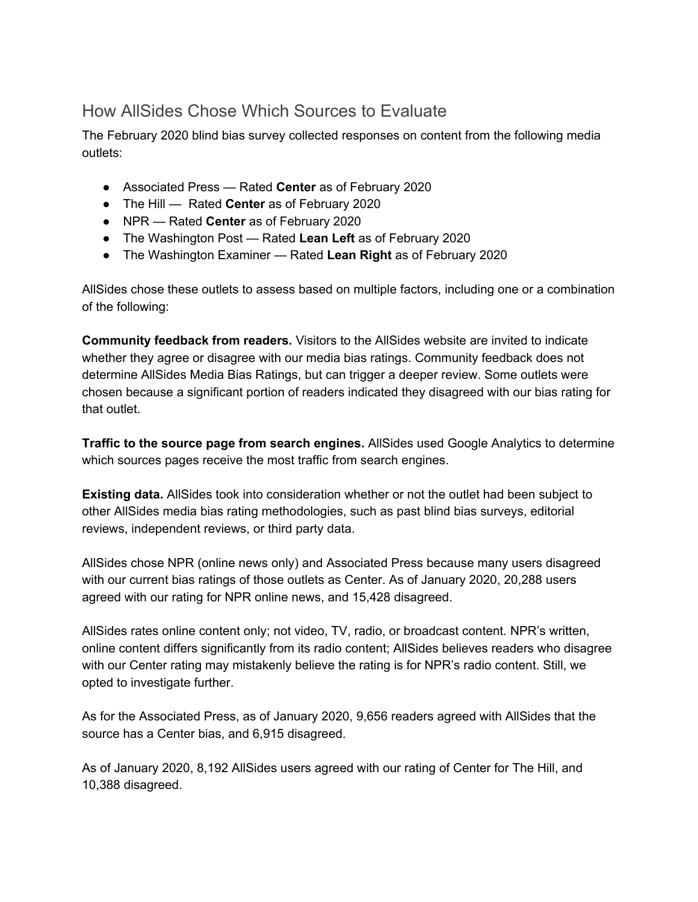## How AllSides Chose Which Sources to Evaluate

The February 2020 blind bias survey collected responses on content from the following media outlets:

- Associated Press — Rated **Center** as of February 2020
- The Hill — Rated **Center** as of February 2020
- NPR — Rated **Center** as of February 2020
- The Washington Post — Rated **Lean Left** as of February 2020
- The Washington Examiner — Rated **Lean Right** as of February 2020

AllSides chose these outlets to assess based on multiple factors, including one or a combination of the following:

**Community feedback from readers.** Visitors to the AllSides website are invited to indicate whether they agree or disagree with our media bias ratings. Community feedback does not determine AllSides Media Bias Ratings, but can trigger a deeper review. Some outlets were chosen because a significant portion of readers indicated they disagreed with our bias rating for that outlet.

**Traffic to the source page from search engines.** AllSides used Google Analytics to determine which sources pages receive the most traffic from search engines.

**Existing data.** AllSides took into consideration whether or not the outlet had been subject to other AllSides media bias rating methodologies, such as past blind bias surveys, editorial reviews, independent reviews, or third party data.

AllSides chose NPR (online news only) and Associated Press because many users disagreed with our current bias ratings of those outlets as Center. As of January 2020, 20,288 users agreed with our rating for NPR online news, and 15,428 disagreed.

AllSides rates online content only; not video, TV, radio, or broadcast content. NPR's written, online content differs significantly from its radio content; AllSides believes readers who disagree with our Center rating may mistakenly believe the rating is for NPR's radio content. Still, we opted to investigate further.

As for the Associated Press, as of January 2020, 9,656 readers agreed with AllSides that the source has a Center bias, and 6,915 disagreed.

As of January 2020, 8,192 AllSides users agreed with our rating of Center for The Hill, and 10,388 disagreed.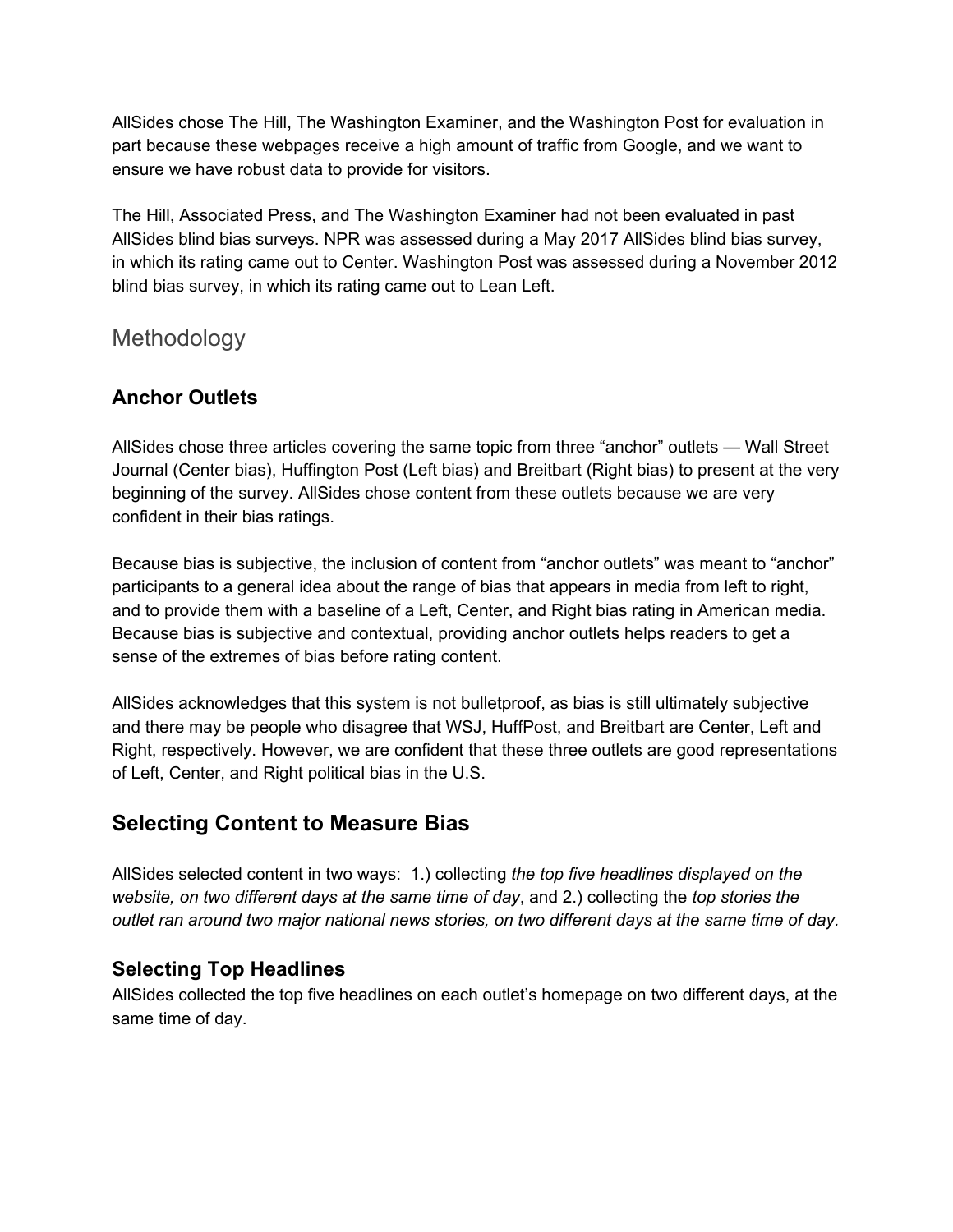AllSides chose The Hill, The Washington Examiner, and the Washington Post for evaluation in part because these webpages receive a high amount of traffic from Google, and we want to ensure we have robust data to provide for visitors.

The Hill, Associated Press, and The Washington Examiner had not been evaluated in past AllSides blind bias surveys. NPR was assessed during a May 2017 AllSides blind bias survey, in which its rating came out to Center. Washington Post was assessed during a November 2012 blind bias survey, in which its rating came out to Lean Left.

## Methodology

### Anchor Outlets

AllSides chose three articles covering the same topic from three "anchor" outlets — Wall Street Journal (Center bias), Huffington Post (Left bias) and Breitbart (Right bias) to present at the very beginning of the survey. AllSides chose content from these outlets because we are very confident in their bias ratings.

Because bias is subjective, the inclusion of content from "anchor outlets" was meant to "anchor" participants to a general idea about the range of bias that appears in media from left to right, and to provide them with a baseline of a Left, Center, and Right bias rating in American media. Because bias is subjective and contextual, providing anchor outlets helps readers to get a sense of the extremes of bias before rating content.

AllSides acknowledges that this system is not bulletproof, as bias is still ultimately subjective and there may be people who disagree that WSJ, HuffPost, and Breitbart are Center, Left and Right, respectively. However, we are confident that these three outlets are good representations of Left, Center, and Right political bias in the U.S.

## Selecting Content to Measure Bias

AllSides selected content in two ways: 1.) collecting *the top five headlines displayed on the website, on two different days at the same time of day*, and 2.) collecting the *top stories the outlet ran around two major national news stories, on two different days at the same time of day.*

### Selecting Top Headlines

AllSides collected the top five headlines on each outlet's homepage on two different days, at the same time of day.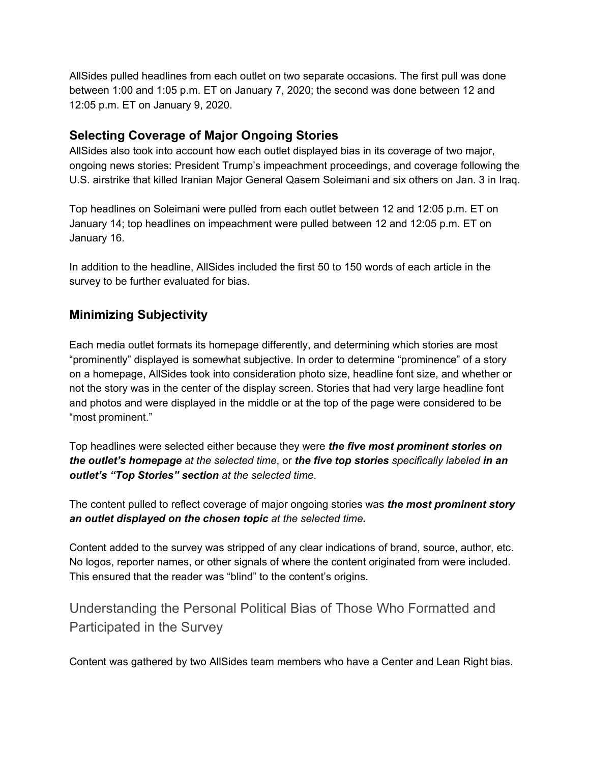AllSides pulled headlines from each outlet on two separate occasions. The first pull was done between 1:00 and 1:05 p.m. ET on January 7, 2020; the second was done between 12 and 12:05 p.m. ET on January 9, 2020.

### Selecting Coverage of Major Ongoing Stories

AllSides also took into account how each outlet displayed bias in its coverage of two major, ongoing news stories: President Trump's impeachment proceedings, and coverage following the U.S. airstrike that killed Iranian Major General Qasem Soleimani and six others on Jan. 3 in Iraq.

Top headlines on Soleimani were pulled from each outlet between 12 and 12:05 p.m. ET on January 14; top headlines on impeachment were pulled between 12 and 12:05 p.m. ET on January 16.

In addition to the headline, AllSides included the first 50 to 150 words of each article in the survey to be further evaluated for bias.

### Minimizing Subjectivity

Each media outlet formats its homepage differently, and determining which stories are most "prominently" displayed is somewhat subjective. In order to determine "prominence" of a story on a homepage, AllSides took into consideration photo size, headline font size, and whether or not the story was in the center of the display screen. Stories that had very large headline font and photos and were displayed in the middle or at the top of the page were considered to be "most prominent."

Top headlines were selected either because they were ***the five most prominent stories on the outlet's homepage*** *at the selected time*, or ***the five top stories*** *specifically labeled* ***in an outlet's "Top Stories" section*** *at the selected time*.

The content pulled to reflect coverage of major ongoing stories was ***the most prominent story an outlet displayed on the chosen topic*** *at the selected time.*

Content added to the survey was stripped of any clear indications of brand, source, author, etc. No logos, reporter names, or other signals of where the content originated from were included. This ensured that the reader was "blind" to the content's origins.

## Understanding the Personal Political Bias of Those Who Formatted and Participated in the Survey

Content was gathered by two AllSides team members who have a Center and Lean Right bias.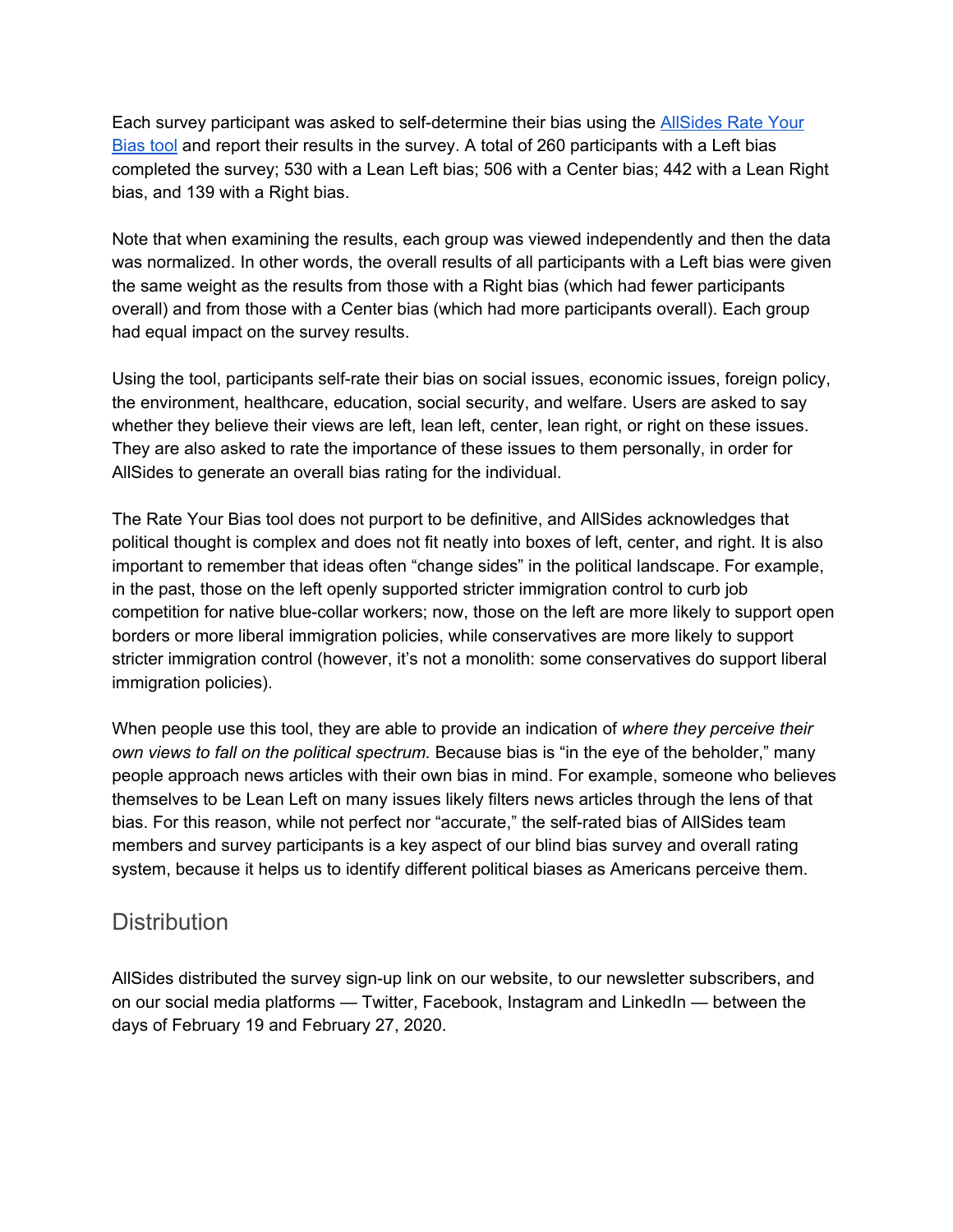Each survey participant was asked to self-determine their bias using the [AllSides Rate Your Bias tool] and report their results in the survey. A total of 260 participants with a Left bias completed the survey; 530 with a Lean Left bias; 506 with a Center bias; 442 with a Lean Right bias, and 139 with a Right bias.

Note that when examining the results, each group was viewed independently and then the data was normalized. In other words, the overall results of all participants with a Left bias were given the same weight as the results from those with a Right bias (which had fewer participants overall) and from those with a Center bias (which had more participants overall). Each group had equal impact on the survey results.

Using the tool, participants self-rate their bias on social issues, economic issues, foreign policy, the environment, healthcare, education, social security, and welfare. Users are asked to say whether they believe their views are left, lean left, center, lean right, or right on these issues. They are also asked to rate the importance of these issues to them personally, in order for AllSides to generate an overall bias rating for the individual.

The Rate Your Bias tool does not purport to be definitive, and AllSides acknowledges that political thought is complex and does not fit neatly into boxes of left, center, and right. It is also important to remember that ideas often “change sides” in the political landscape. For example, in the past, those on the left openly supported stricter immigration control to curb job competition for native blue-collar workers; now, those on the left are more likely to support open borders or more liberal immigration policies, while conservatives are more likely to support stricter immigration control (however, it’s not a monolith: some conservatives do support liberal immigration policies).

When people use this tool, they are able to provide an indication of *where they perceive their own views to fall on the political spectrum.* Because bias is “in the eye of the beholder,” many people approach news articles with their own bias in mind. For example, someone who believes themselves to be Lean Left on many issues likely filters news articles through the lens of that bias. For this reason, while not perfect nor “accurate,” the self-rated bias of AllSides team members and survey participants is a key aspect of our blind bias survey and overall rating system, because it helps us to identify different political biases as Americans perceive them.

## Distribution

AllSides distributed the survey sign-up link on our website, to our newsletter subscribers, and on our social media platforms — Twitter, Facebook, Instagram and LinkedIn — between the days of February 19 and February 27, 2020.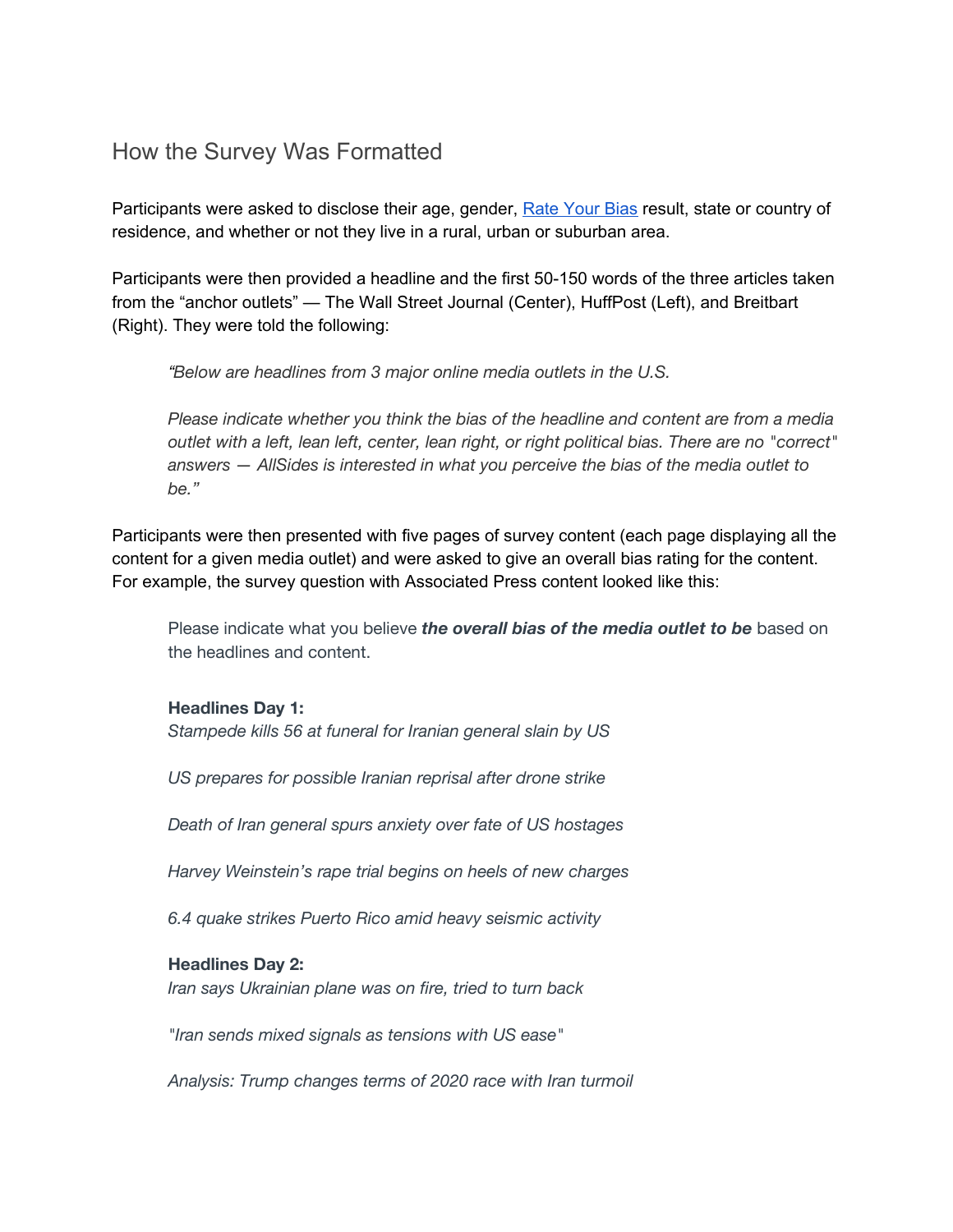## How the Survey Was Formatted

Participants were asked to disclose their age, gender, [Rate Your Bias] result, state or country of residence, and whether or not they live in a rural, urban or suburban area.

Participants were then provided a headline and the first 50-150 words of the three articles taken from the "anchor outlets" — The Wall Street Journal (Center), HuffPost (Left), and Breitbart (Right). They were told the following:

> *"Below are headlines from 3 major online media outlets in the U.S.*
>
> *Please indicate whether you think the bias of the headline and content are from a media outlet with a left, lean left, center, lean right, or right political bias. There are no "correct" answers — AllSides is interested in what you perceive the bias of the media outlet to be."*

Participants were then presented with five pages of survey content (each page displaying all the content for a given media outlet) and were asked to give an overall bias rating for the content. For example, the survey question with Associated Press content looked like this:

> Please indicate what you believe ***the overall bias of the media outlet to be*** based on the headlines and content.
>
> **Headlines Day 1:**
> *Stampede kills 56 at funeral for Iranian general slain by US*
>
> *US prepares for possible Iranian reprisal after drone strike*
>
> *Death of Iran general spurs anxiety over fate of US hostages*
>
> *Harvey Weinstein's rape trial begins on heels of new charges*
>
> *6.4 quake strikes Puerto Rico amid heavy seismic activity*
>
> **Headlines Day 2:**
> *Iran says Ukrainian plane was on fire, tried to turn back*
>
> *"Iran sends mixed signals as tensions with US ease"*
>
> *Analysis: Trump changes terms of 2020 race with Iran turmoil*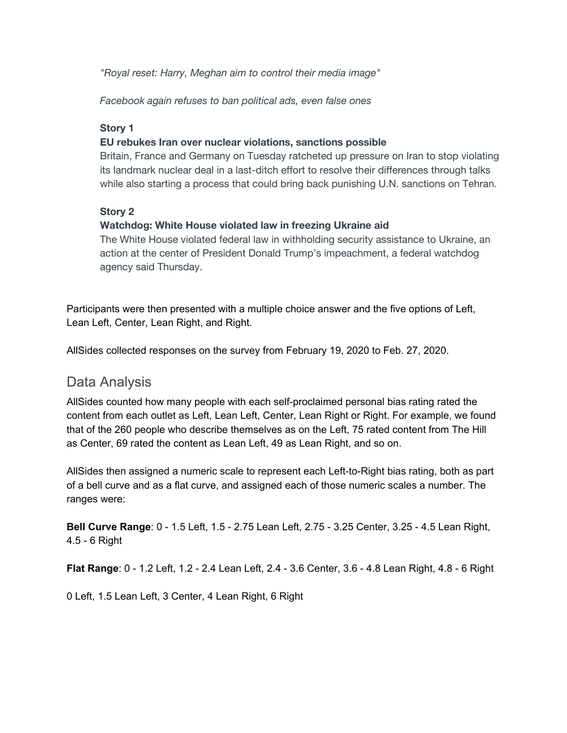*"Royal reset: Harry, Meghan aim to control their media image"*

*Facebook again refuses to ban political ads, even false ones*

**Story 1**

**EU rebukes Iran over nuclear violations, sanctions possible**

Britain, France and Germany on Tuesday ratcheted up pressure on Iran to stop violating its landmark nuclear deal in a last-ditch effort to resolve their differences through talks while also starting a process that could bring back punishing U.N. sanctions on Tehran.

**Story 2**

**Watchdog: White House violated law in freezing Ukraine aid**

The White House violated federal law in withholding security assistance to Ukraine, an action at the center of President Donald Trump's impeachment, a federal watchdog agency said Thursday.

Participants were then presented with a multiple choice answer and the five options of Left, Lean Left, Center, Lean Right, and Right.

AllSides collected responses on the survey from February 19, 2020 to Feb. 27, 2020.

## Data Analysis

AllSides counted how many people with each self-proclaimed personal bias rating rated the content from each outlet as Left, Lean Left, Center, Lean Right or Right. For example, we found that of the 260 people who describe themselves as on the Left, 75 rated content from The Hill as Center, 69 rated the content as Lean Left, 49 as Lean Right, and so on.

AllSides then assigned a numeric scale to represent each Left-to-Right bias rating, both as part of a bell curve and as a flat curve, and assigned each of those numeric scales a number. The ranges were:

**Bell Curve Range**: 0 - 1.5 Left, 1.5 - 2.75 Lean Left, 2.75 - 3.25 Center, 3.25 - 4.5 Lean Right, 4.5 - 6 Right

**Flat Range**: 0 - 1.2 Left, 1.2 - 2.4 Lean Left, 2.4 - 3.6 Center, 3.6 - 4.8 Lean Right, 4.8 - 6 Right

0 Left, 1.5 Lean Left, 3 Center, 4 Lean Right, 6 Right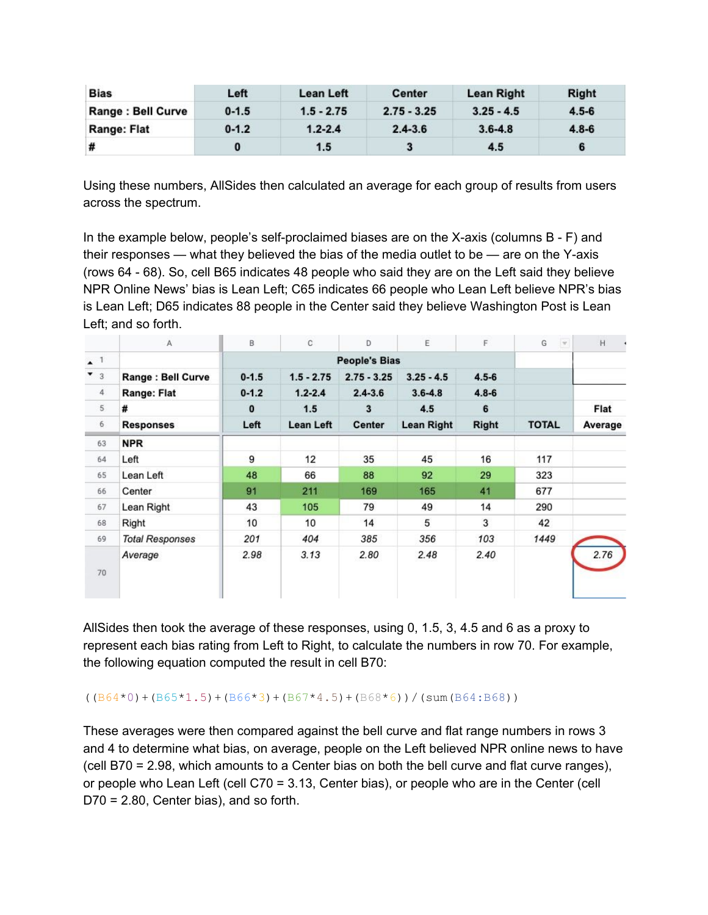| Bias | Left | Lean Left | Center | Lean Right | Right |
|---|---|---|---|---|---|
| Range : Bell Curve | 0-1.5 | 1.5 - 2.75 | 2.75 - 3.25 | 3.25 - 4.5 | 4.5-6 |
| Range: Flat | 0-1.2 | 1.2-2.4 | 2.4-3.6 | 3.6-4.8 | 4.8-6 |
| # | 0 | 1.5 | 3 | 4.5 | 6 |

Using these numbers, AllSides then calculated an average for each group of results from users across the spectrum.

In the example below, people's self-proclaimed biases are on the X-axis (columns B - F) and their responses — what they believed the bias of the media outlet to be — are on the Y-axis (rows 64 - 68). So, cell B65 indicates 48 people who said they are on the Left said they believe NPR Online News' bias is Lean Left; C65 indicates 66 people who Lean Left believe NPR's bias is Lean Left; D65 indicates 88 people in the Center said they believe Washington Post is Lean Left; and so forth.

| | A | B | C | D | E | F | G | H |
|---|---|---|---|---|---|---|---|---|
| 1 | | People's Bias | | | | | | |
| 3 | Range : Bell Curve | 0-1.5 | 1.5 - 2.75 | 2.75 - 3.25 | 3.25 - 4.5 | 4.5-6 | | |
| 4 | Range: Flat | 0-1.2 | 1.2-2.4 | 2.4-3.6 | 3.6-4.8 | 4.8-6 | | |
| 5 | # | 0 | 1.5 | 3 | 4.5 | 6 | | Flat |
| 6 | Responses | Left | Lean Left | Center | Lean Right | Right | TOTAL | Average |
| 63 | NPR | | | | | | | |
| 64 | Left | 9 | 12 | 35 | 45 | 16 | 117 | |
| 65 | Lean Left | 48 | 66 | 88 | 92 | 29 | 323 | |
| 66 | Center | 91 | 211 | 169 | 165 | 41 | 677 | |
| 67 | Lean Right | 43 | 105 | 79 | 49 | 14 | 290 | |
| 68 | Right | 10 | 10 | 14 | 5 | 3 | 42 | |
| 69 | *Total Responses* | *201* | *404* | *385* | *356* | *103* | *1449* | |
| 70 | *Average* | *2.98* | *3.13* | *2.80* | *2.48* | *2.40* | | *2.76* |

AllSides then took the average of these responses, using 0, 1.5, 3, 4.5 and 6 as a proxy to represent each bias rating from Left to Right, to calculate the numbers in row 70. For example, the following equation computed the result in cell B70:

```
((B64*0)+(B65*1.5)+(B66*3)+(B67*4.5)+(B68*6))/(sum(B64:B68))
```

These averages were then compared against the bell curve and flat range numbers in rows 3 and 4 to determine what bias, on average, people on the Left believed NPR online news to have (cell B70 = 2.98, which amounts to a Center bias on both the bell curve and flat curve ranges), or people who Lean Left (cell C70 = 3.13, Center bias), or people who are in the Center (cell D70 = 2.80, Center bias), and so forth.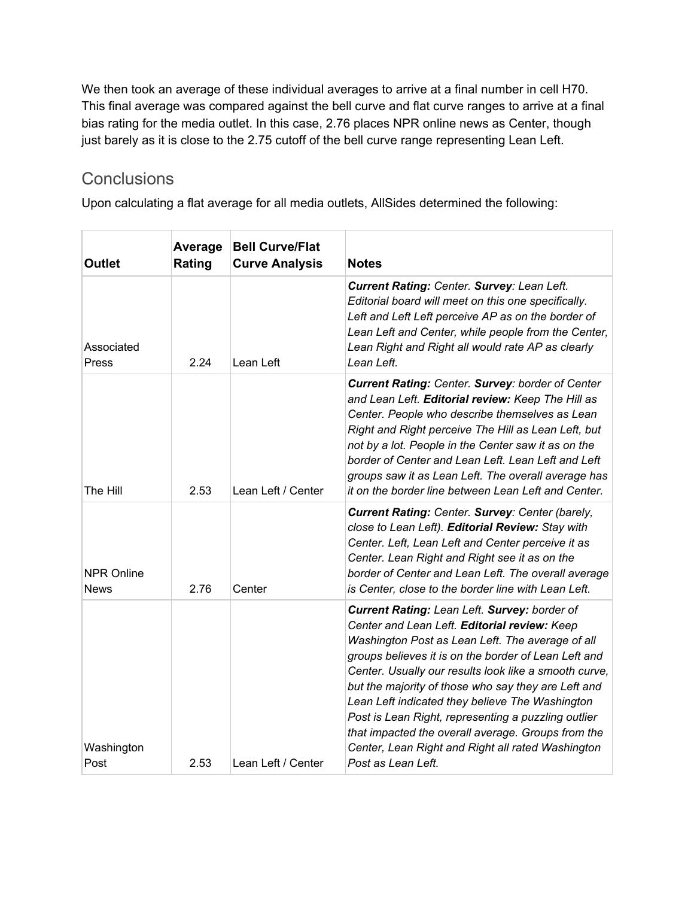We then took an average of these individual averages to arrive at a final number in cell H70. This final average was compared against the bell curve and flat curve ranges to arrive at a final bias rating for the media outlet. In this case, 2.76 places NPR online news as Center, though just barely as it is close to the 2.75 cutoff of the bell curve range representing Lean Left.

## Conclusions

Upon calculating a flat average for all media outlets, AllSides determined the following:

| Outlet | Average Rating | Bell Curve/Flat Curve Analysis | Notes |
|---|---|---|---|
| Associated Press | 2.24 | Lean Left | ***Current Rating:*** *Center.* ***Survey****: Lean Left. Editorial board will meet on this one specifically. Left and Left Left perceive AP as on the border of Lean Left and Center, while people from the Center, Lean Right and Right all would rate AP as clearly Lean Left.* |
| The Hill | 2.53 | Lean Left / Center | ***Current Rating:*** *Center.* ***Survey****: border of Center and Lean Left.* ***Editorial review:*** *Keep The Hill as Center. People who describe themselves as Lean Right and Right perceive The Hill as Lean Left, but not by a lot. People in the Center saw it as on the border of Center and Lean Left. Lean Left and Left groups saw it as Lean Left. The overall average has it on the border line between Lean Left and Center.* |
| NPR Online News | 2.76 | Center | ***Current Rating:*** *Center.* ***Survey****: Center (barely, close to Lean Left).* ***Editorial Review:*** *Stay with Center. Left, Lean Left and Center perceive it as Center. Lean Right and Right see it as on the border of Center and Lean Left. The overall average is Center, close to the border line with Lean Left.* |
| Washington Post | 2.53 | Lean Left / Center | ***Current Rating:*** *Lean Left.* ***Survey:*** *border of Center and Lean Left.* ***Editorial review:*** *Keep Washington Post as Lean Left. The average of all groups believes it is on the border of Lean Left and Center. Usually our results look like a smooth curve, but the majority of those who say they are Left and Lean Left indicated they believe The Washington Post is Lean Right, representing a puzzling outlier that impacted the overall average. Groups from the Center, Lean Right and Right all rated Washington Post as Lean Left.* |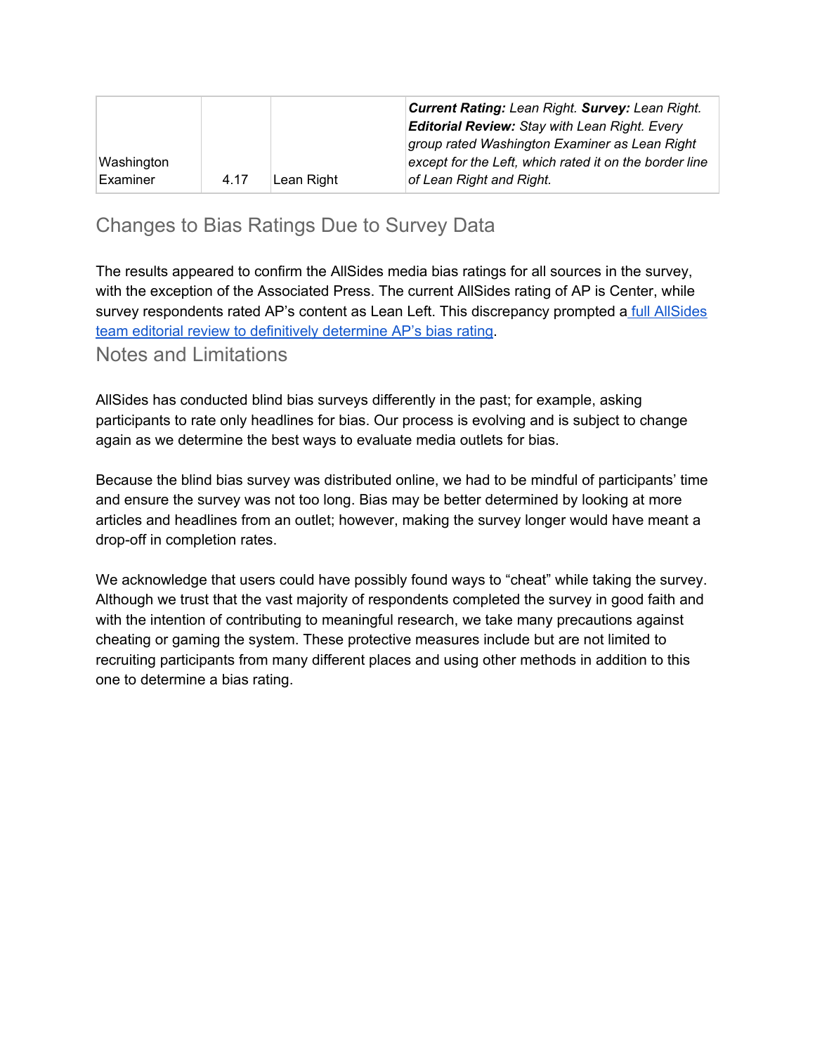| | | | |
|---|---|---|---|
| Washington Examiner | 4.17 | Lean Right | ***Current Rating:*** *Lean Right.* ***Survey:*** *Lean Right.* ***Editorial Review:*** *Stay with Lean Right. Every group rated Washington Examiner as Lean Right except for the Left, which rated it on the border line of Lean Right and Right.* |

## Changes to Bias Ratings Due to Survey Data

The results appeared to confirm the AllSides media bias ratings for all sources in the survey, with the exception of the Associated Press. The current AllSides rating of AP is Center, while survey respondents rated AP's content as Lean Left. This discrepancy prompted a full AllSides team editorial review to definitively determine AP's bias rating.

## Notes and Limitations

AllSides has conducted blind bias surveys differently in the past; for example, asking participants to rate only headlines for bias. Our process is evolving and is subject to change again as we determine the best ways to evaluate media outlets for bias.

Because the blind bias survey was distributed online, we had to be mindful of participants' time and ensure the survey was not too long. Bias may be better determined by looking at more articles and headlines from an outlet; however, making the survey longer would have meant a drop-off in completion rates.

We acknowledge that users could have possibly found ways to "cheat" while taking the survey. Although we trust that the vast majority of respondents completed the survey in good faith and with the intention of contributing to meaningful research, we take many precautions against cheating or gaming the system. These protective measures include but are not limited to recruiting participants from many different places and using other methods in addition to this one to determine a bias rating.